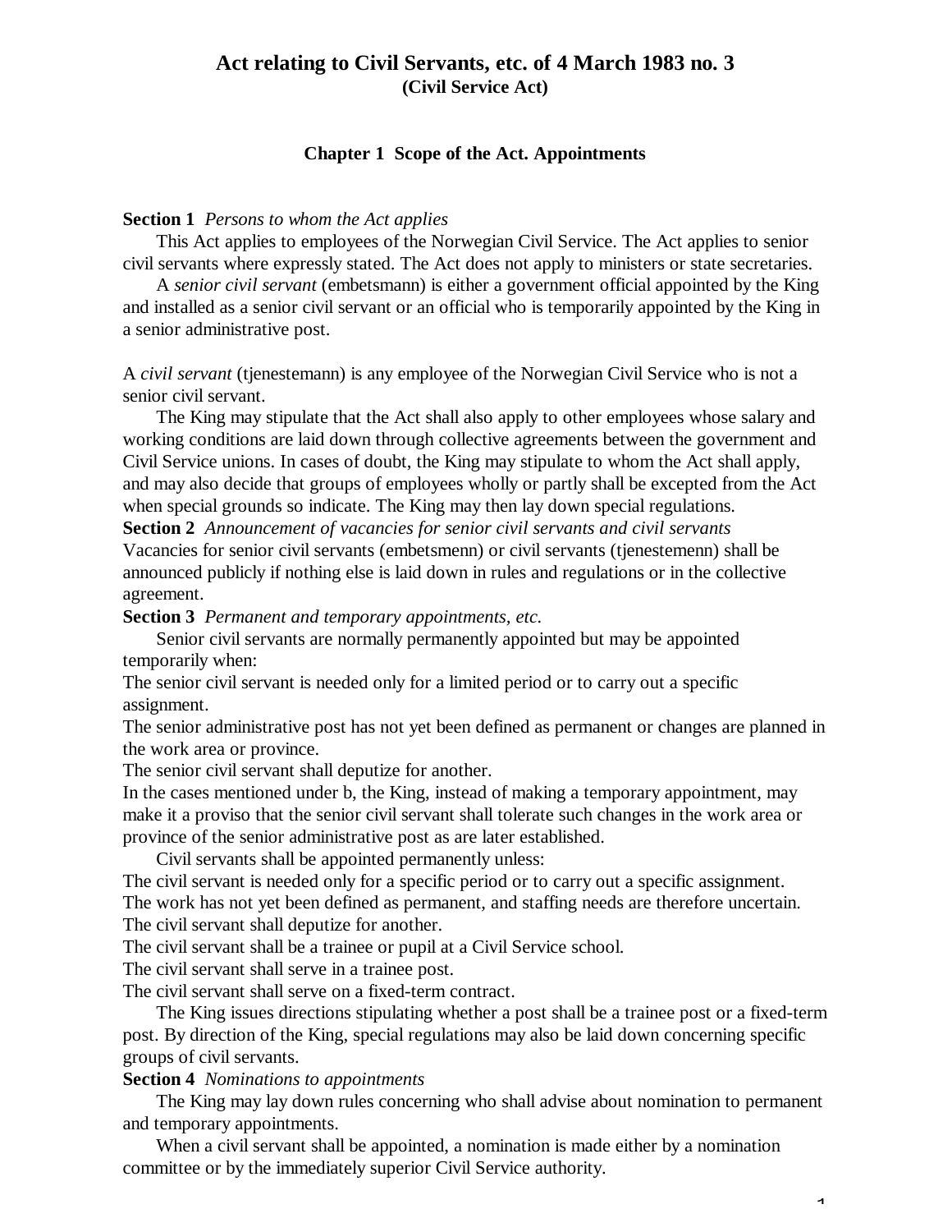# Act relating to Civil Servants, etc. of 4 March 1983 no. 3
**(Civil Service Act)**

## Chapter 1 Scope of the Act. Appointments

**Section 1** *Persons to whom the Act applies*

This Act applies to employees of the Norwegian Civil Service. The Act applies to senior civil servants where expressly stated. The Act does not apply to ministers or state secretaries.

A *senior civil servant* (embetsmann) is either a government official appointed by the King and installed as a senior civil servant or an official who is temporarily appointed by the King in a senior administrative post.

A *civil servant* (tjenestemann) is any employee of the Norwegian Civil Service who is not a senior civil servant.

The King may stipulate that the Act shall also apply to other employees whose salary and working conditions are laid down through collective agreements between the government and Civil Service unions. In cases of doubt, the King may stipulate to whom the Act shall apply, and may also decide that groups of employees wholly or partly shall be excepted from the Act when special grounds so indicate. The King may then lay down special regulations.

**Section 2** *Announcement of vacancies for senior civil servants and civil servants*

Vacancies for senior civil servants (embetsmenn) or civil servants (tjenestemenn) shall be announced publicly if nothing else is laid down in rules and regulations or in the collective agreement.

**Section 3** *Permanent and temporary appointments, etc.*

Senior civil servants are normally permanently appointed but may be appointed temporarily when:

The senior civil servant is needed only for a limited period or to carry out a specific assignment.

The senior administrative post has not yet been defined as permanent or changes are planned in the work area or province.

The senior civil servant shall deputize for another.

In the cases mentioned under b, the King, instead of making a temporary appointment, may make it a proviso that the senior civil servant shall tolerate such changes in the work area or province of the senior administrative post as are later established.

Civil servants shall be appointed permanently unless:

The civil servant is needed only for a specific period or to carry out a specific assignment.

The work has not yet been defined as permanent, and staffing needs are therefore uncertain.

The civil servant shall deputize for another.

The civil servant shall be a trainee or pupil at a Civil Service school.

The civil servant shall serve in a trainee post.

The civil servant shall serve on a fixed-term contract.

The King issues directions stipulating whether a post shall be a trainee post or a fixed-term post. By direction of the King, special regulations may also be laid down concerning specific groups of civil servants.

**Section 4** *Nominations to appointments*

The King may lay down rules concerning who shall advise about nomination to permanent and temporary appointments.

When a civil servant shall be appointed, a nomination is made either by a nomination committee or by the immediately superior Civil Service authority.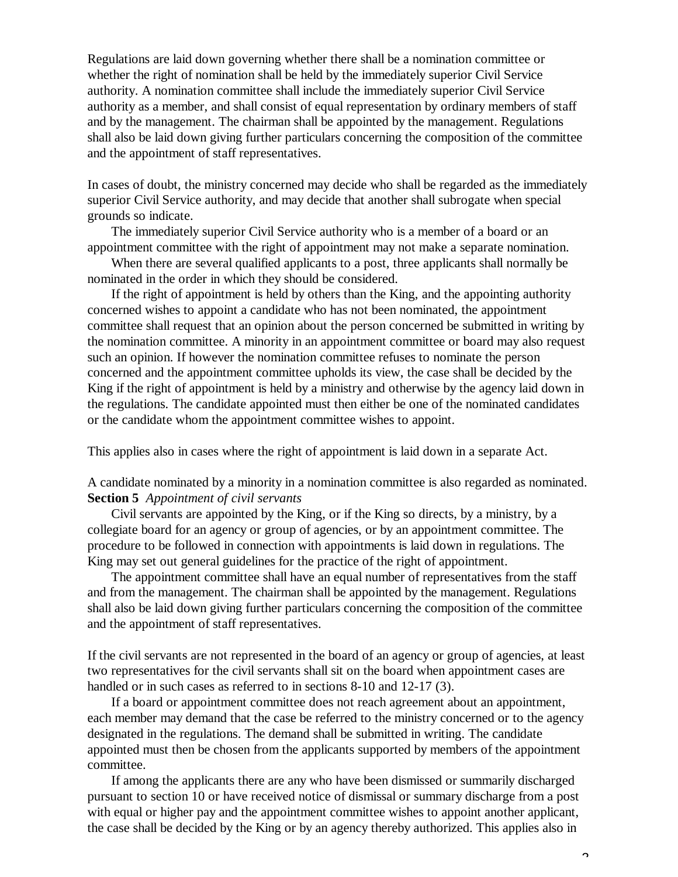Regulations are laid down governing whether there shall be a nomination committee or whether the right of nomination shall be held by the immediately superior Civil Service authority. A nomination committee shall include the immediately superior Civil Service authority as a member, and shall consist of equal representation by ordinary members of staff and by the management. The chairman shall be appointed by the management. Regulations shall also be laid down giving further particulars concerning the composition of the committee and the appointment of staff representatives.

In cases of doubt, the ministry concerned may decide who shall be regarded as the immediately superior Civil Service authority, and may decide that another shall subrogate when special grounds so indicate.

The immediately superior Civil Service authority who is a member of a board or an appointment committee with the right of appointment may not make a separate nomination.

When there are several qualified applicants to a post, three applicants shall normally be nominated in the order in which they should be considered.

If the right of appointment is held by others than the King, and the appointing authority concerned wishes to appoint a candidate who has not been nominated, the appointment committee shall request that an opinion about the person concerned be submitted in writing by the nomination committee. A minority in an appointment committee or board may also request such an opinion. If however the nomination committee refuses to nominate the person concerned and the appointment committee upholds its view, the case shall be decided by the King if the right of appointment is held by a ministry and otherwise by the agency laid down in the regulations. The candidate appointed must then either be one of the nominated candidates or the candidate whom the appointment committee wishes to appoint.

This applies also in cases where the right of appointment is laid down in a separate Act.

A candidate nominated by a minority in a nomination committee is also regarded as nominated.

**Section 5** *Appointment of civil servants*

Civil servants are appointed by the King, or if the King so directs, by a ministry, by a collegiate board for an agency or group of agencies, or by an appointment committee. The procedure to be followed in connection with appointments is laid down in regulations. The King may set out general guidelines for the practice of the right of appointment.

The appointment committee shall have an equal number of representatives from the staff and from the management. The chairman shall be appointed by the management. Regulations shall also be laid down giving further particulars concerning the composition of the committee and the appointment of staff representatives.

If the civil servants are not represented in the board of an agency or group of agencies, at least two representatives for the civil servants shall sit on the board when appointment cases are handled or in such cases as referred to in sections 8-10 and 12-17 (3).

If a board or appointment committee does not reach agreement about an appointment, each member may demand that the case be referred to the ministry concerned or to the agency designated in the regulations. The demand shall be submitted in writing. The candidate appointed must then be chosen from the applicants supported by members of the appointment committee.

If among the applicants there are any who have been dismissed or summarily discharged pursuant to section 10 or have received notice of dismissal or summary discharge from a post with equal or higher pay and the appointment committee wishes to appoint another applicant, the case shall be decided by the King or by an agency thereby authorized. This applies also in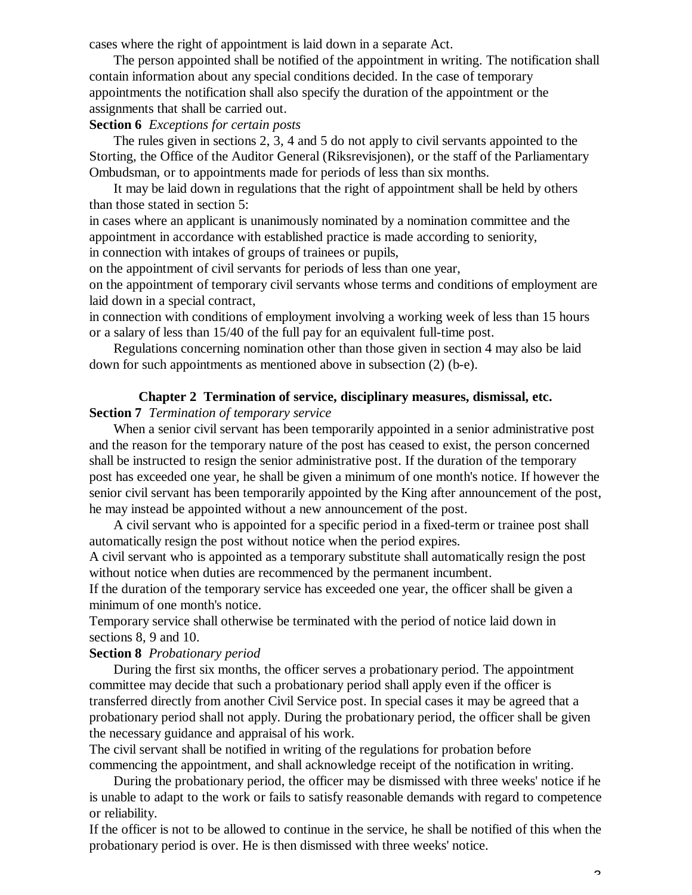cases where the right of appointment is laid down in a separate Act.

The person appointed shall be notified of the appointment in writing. The notification shall contain information about any special conditions decided. In the case of temporary appointments the notification shall also specify the duration of the appointment or the assignments that shall be carried out.

**Section 6** *Exceptions for certain posts*

The rules given in sections 2, 3, 4 and 5 do not apply to civil servants appointed to the Storting, the Office of the Auditor General (Riksrevisjonen), or the staff of the Parliamentary Ombudsman, or to appointments made for periods of less than six months.

It may be laid down in regulations that the right of appointment shall be held by others than those stated in section 5:

in cases where an applicant is unanimously nominated by a nomination committee and the appointment in accordance with established practice is made according to seniority,

in connection with intakes of groups of trainees or pupils,

on the appointment of civil servants for periods of less than one year,

on the appointment of temporary civil servants whose terms and conditions of employment are laid down in a special contract,

in connection with conditions of employment involving a working week of less than 15 hours or a salary of less than 15/40 of the full pay for an equivalent full-time post.

Regulations concerning nomination other than those given in section 4 may also be laid down for such appointments as mentioned above in subsection (2) (b-e).

## Chapter 2 Termination of service, disciplinary measures, dismissal, etc.

**Section 7** *Termination of temporary service*

When a senior civil servant has been temporarily appointed in a senior administrative post and the reason for the temporary nature of the post has ceased to exist, the person concerned shall be instructed to resign the senior administrative post. If the duration of the temporary post has exceeded one year, he shall be given a minimum of one month's notice. If however the senior civil servant has been temporarily appointed by the King after announcement of the post, he may instead be appointed without a new announcement of the post.

A civil servant who is appointed for a specific period in a fixed-term or trainee post shall automatically resign the post without notice when the period expires.

A civil servant who is appointed as a temporary substitute shall automatically resign the post without notice when duties are recommenced by the permanent incumbent.

If the duration of the temporary service has exceeded one year, the officer shall be given a minimum of one month's notice.

Temporary service shall otherwise be terminated with the period of notice laid down in sections 8, 9 and 10.

**Section 8** *Probationary period*

During the first six months, the officer serves a probationary period. The appointment committee may decide that such a probationary period shall apply even if the officer is transferred directly from another Civil Service post. In special cases it may be agreed that a probationary period shall not apply. During the probationary period, the officer shall be given the necessary guidance and appraisal of his work.

The civil servant shall be notified in writing of the regulations for probation before commencing the appointment, and shall acknowledge receipt of the notification in writing.

During the probationary period, the officer may be dismissed with three weeks' notice if he is unable to adapt to the work or fails to satisfy reasonable demands with regard to competence or reliability.

If the officer is not to be allowed to continue in the service, he shall be notified of this when the probationary period is over. He is then dismissed with three weeks' notice.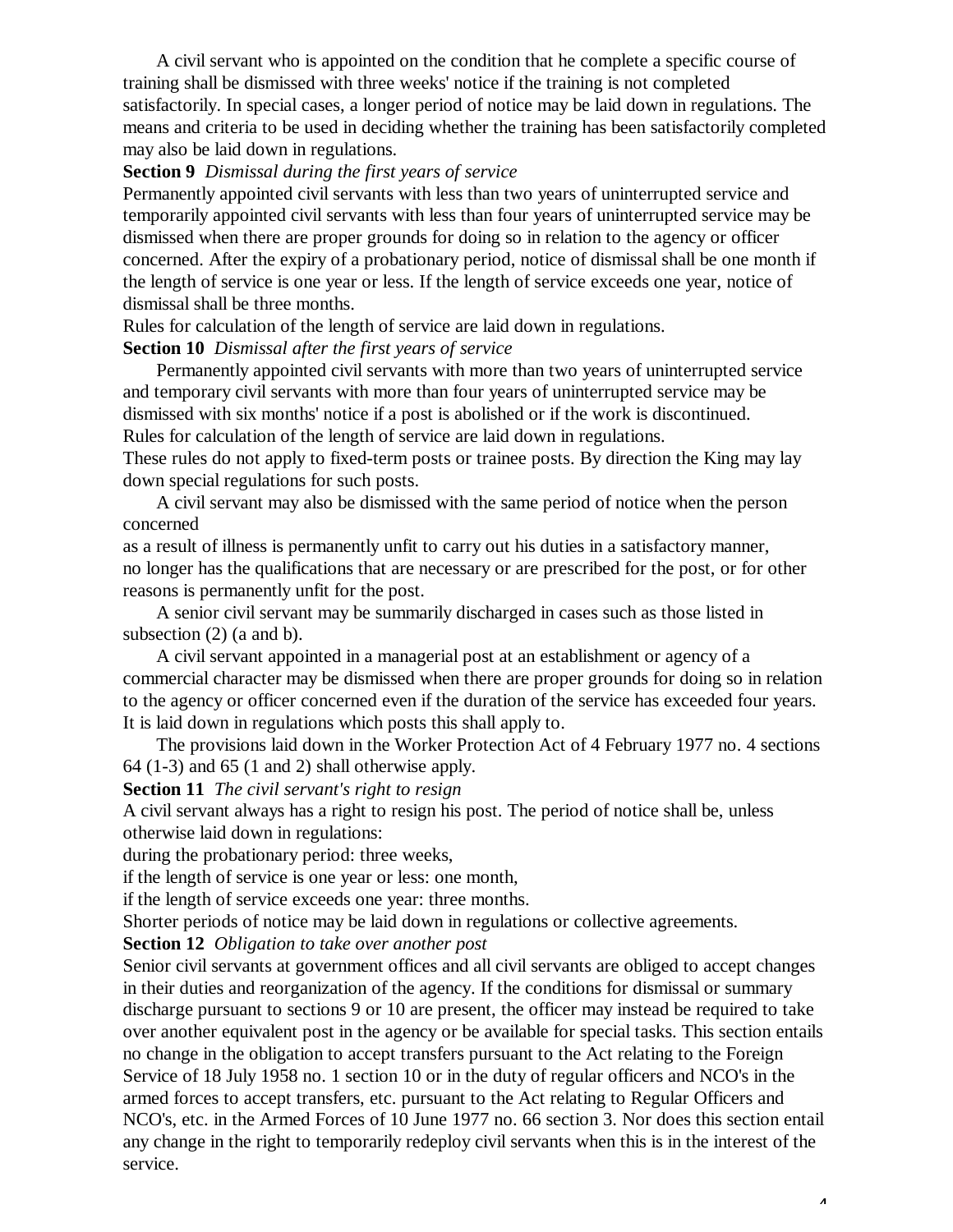A civil servant who is appointed on the condition that he complete a specific course of training shall be dismissed with three weeks' notice if the training is not completed satisfactorily. In special cases, a longer period of notice may be laid down in regulations. The means and criteria to be used in deciding whether the training has been satisfactorily completed may also be laid down in regulations.

**Section 9** *Dismissal during the first years of service*

Permanently appointed civil servants with less than two years of uninterrupted service and temporarily appointed civil servants with less than four years of uninterrupted service may be dismissed when there are proper grounds for doing so in relation to the agency or officer concerned. After the expiry of a probationary period, notice of dismissal shall be one month if the length of service is one year or less. If the length of service exceeds one year, notice of dismissal shall be three months.

Rules for calculation of the length of service are laid down in regulations.

**Section 10** *Dismissal after the first years of service*

Permanently appointed civil servants with more than two years of uninterrupted service and temporary civil servants with more than four years of uninterrupted service may be dismissed with six months' notice if a post is abolished or if the work is discontinued.

Rules for calculation of the length of service are laid down in regulations.

These rules do not apply to fixed-term posts or trainee posts. By direction the King may lay down special regulations for such posts.

A civil servant may also be dismissed with the same period of notice when the person concerned

as a result of illness is permanently unfit to carry out his duties in a satisfactory manner,

no longer has the qualifications that are necessary or are prescribed for the post, or for other reasons is permanently unfit for the post.

A senior civil servant may be summarily discharged in cases such as those listed in subsection (2) (a and b).

A civil servant appointed in a managerial post at an establishment or agency of a commercial character may be dismissed when there are proper grounds for doing so in relation to the agency or officer concerned even if the duration of the service has exceeded four years. It is laid down in regulations which posts this shall apply to.

The provisions laid down in the Worker Protection Act of 4 February 1977 no. 4 sections 64 (1-3) and 65 (1 and 2) shall otherwise apply.

**Section 11** *The civil servant's right to resign*

A civil servant always has a right to resign his post. The period of notice shall be, unless otherwise laid down in regulations:

during the probationary period: three weeks,

if the length of service is one year or less: one month,

if the length of service exceeds one year: three months.

Shorter periods of notice may be laid down in regulations or collective agreements.

**Section 12** *Obligation to take over another post*

Senior civil servants at government offices and all civil servants are obliged to accept changes in their duties and reorganization of the agency. If the conditions for dismissal or summary discharge pursuant to sections 9 or 10 are present, the officer may instead be required to take over another equivalent post in the agency or be available for special tasks. This section entails no change in the obligation to accept transfers pursuant to the Act relating to the Foreign Service of 18 July 1958 no. 1 section 10 or in the duty of regular officers and NCO's in the armed forces to accept transfers, etc. pursuant to the Act relating to Regular Officers and NCO's, etc. in the Armed Forces of 10 June 1977 no. 66 section 3. Nor does this section entail any change in the right to temporarily redeploy civil servants when this is in the interest of the service.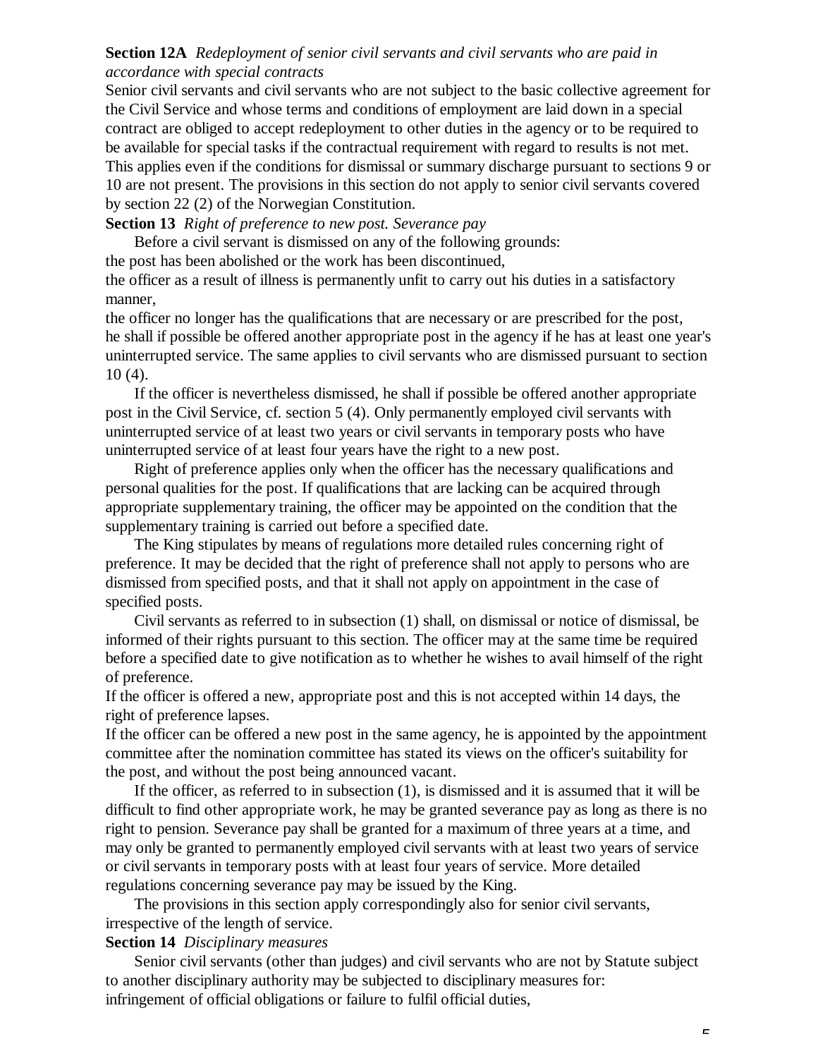**Section 12A** *Redeployment of senior civil servants and civil servants who are paid in accordance with special contracts*

Senior civil servants and civil servants who are not subject to the basic collective agreement for the Civil Service and whose terms and conditions of employment are laid down in a special contract are obliged to accept redeployment to other duties in the agency or to be required to be available for special tasks if the contractual requirement with regard to results is not met. This applies even if the conditions for dismissal or summary discharge pursuant to sections 9 or 10 are not present. The provisions in this section do not apply to senior civil servants covered by section 22 (2) of the Norwegian Constitution.

**Section 13** *Right of preference to new post. Severance pay*

Before a civil servant is dismissed on any of the following grounds:

the post has been abolished or the work has been discontinued,

the officer as a result of illness is permanently unfit to carry out his duties in a satisfactory manner,

the officer no longer has the qualifications that are necessary or are prescribed for the post,

he shall if possible be offered another appropriate post in the agency if he has at least one year's uninterrupted service. The same applies to civil servants who are dismissed pursuant to section 10 (4).

If the officer is nevertheless dismissed, he shall if possible be offered another appropriate post in the Civil Service, cf. section 5 (4). Only permanently employed civil servants with uninterrupted service of at least two years or civil servants in temporary posts who have uninterrupted service of at least four years have the right to a new post.

Right of preference applies only when the officer has the necessary qualifications and personal qualities for the post. If qualifications that are lacking can be acquired through appropriate supplementary training, the officer may be appointed on the condition that the supplementary training is carried out before a specified date.

The King stipulates by means of regulations more detailed rules concerning right of preference. It may be decided that the right of preference shall not apply to persons who are dismissed from specified posts, and that it shall not apply on appointment in the case of specified posts.

Civil servants as referred to in subsection (1) shall, on dismissal or notice of dismissal, be informed of their rights pursuant to this section. The officer may at the same time be required before a specified date to give notification as to whether he wishes to avail himself of the right of preference.

If the officer is offered a new, appropriate post and this is not accepted within 14 days, the right of preference lapses.

If the officer can be offered a new post in the same agency, he is appointed by the appointment committee after the nomination committee has stated its views on the officer's suitability for the post, and without the post being announced vacant.

If the officer, as referred to in subsection (1), is dismissed and it is assumed that it will be difficult to find other appropriate work, he may be granted severance pay as long as there is no right to pension. Severance pay shall be granted for a maximum of three years at a time, and may only be granted to permanently employed civil servants with at least two years of service or civil servants in temporary posts with at least four years of service. More detailed regulations concerning severance pay may be issued by the King.

The provisions in this section apply correspondingly also for senior civil servants, irrespective of the length of service.

**Section 14** *Disciplinary measures*

Senior civil servants (other than judges) and civil servants who are not by Statute subject to another disciplinary authority may be subjected to disciplinary measures for:

infringement of official obligations or failure to fulfil official duties,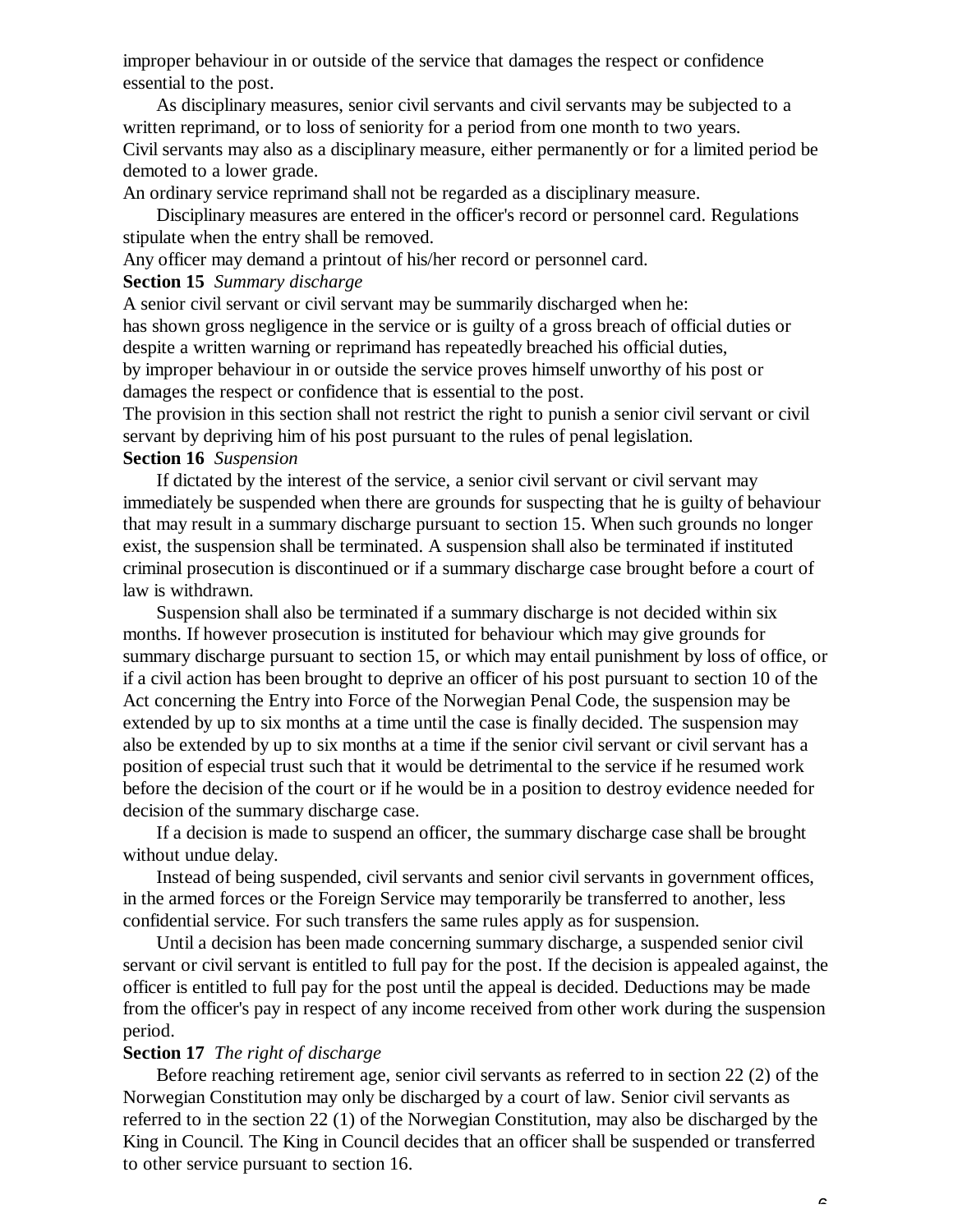improper behaviour in or outside of the service that damages the respect or confidence essential to the post.

As disciplinary measures, senior civil servants and civil servants may be subjected to a written reprimand, or to loss of seniority for a period from one month to two years.
Civil servants may also as a disciplinary measure, either permanently or for a limited period be demoted to a lower grade.
An ordinary service reprimand shall not be regarded as a disciplinary measure.

Disciplinary measures are entered in the officer's record or personnel card. Regulations stipulate when the entry shall be removed.
Any officer may demand a printout of his/her record or personnel card.

**Section 15** *Summary discharge*

A senior civil servant or civil servant may be summarily discharged when he:
has shown gross negligence in the service or is guilty of a gross breach of official duties or despite a written warning or reprimand has repeatedly breached his official duties,
by improper behaviour in or outside the service proves himself unworthy of his post or damages the respect or confidence that is essential to the post.
The provision in this section shall not restrict the right to punish a senior civil servant or civil servant by depriving him of his post pursuant to the rules of penal legislation.

**Section 16** *Suspension*

If dictated by the interest of the service, a senior civil servant or civil servant may immediately be suspended when there are grounds for suspecting that he is guilty of behaviour that may result in a summary discharge pursuant to section 15. When such grounds no longer exist, the suspension shall be terminated. A suspension shall also be terminated if instituted criminal prosecution is discontinued or if a summary discharge case brought before a court of law is withdrawn.

Suspension shall also be terminated if a summary discharge is not decided within six months. If however prosecution is instituted for behaviour which may give grounds for summary discharge pursuant to section 15, or which may entail punishment by loss of office, or if a civil action has been brought to deprive an officer of his post pursuant to section 10 of the Act concerning the Entry into Force of the Norwegian Penal Code, the suspension may be extended by up to six months at a time until the case is finally decided. The suspension may also be extended by up to six months at a time if the senior civil servant or civil servant has a position of especial trust such that it would be detrimental to the service if he resumed work before the decision of the court or if he would be in a position to destroy evidence needed for decision of the summary discharge case.

If a decision is made to suspend an officer, the summary discharge case shall be brought without undue delay.

Instead of being suspended, civil servants and senior civil servants in government offices, in the armed forces or the Foreign Service may temporarily be transferred to another, less confidential service. For such transfers the same rules apply as for suspension.

Until a decision has been made concerning summary discharge, a suspended senior civil servant or civil servant is entitled to full pay for the post. If the decision is appealed against, the officer is entitled to full pay for the post until the appeal is decided. Deductions may be made from the officer's pay in respect of any income received from other work during the suspension period.

**Section 17** *The right of discharge*

Before reaching retirement age, senior civil servants as referred to in section 22 (2) of the Norwegian Constitution may only be discharged by a court of law. Senior civil servants as referred to in the section 22 (1) of the Norwegian Constitution, may also be discharged by the King in Council. The King in Council decides that an officer shall be suspended or transferred to other service pursuant to section 16.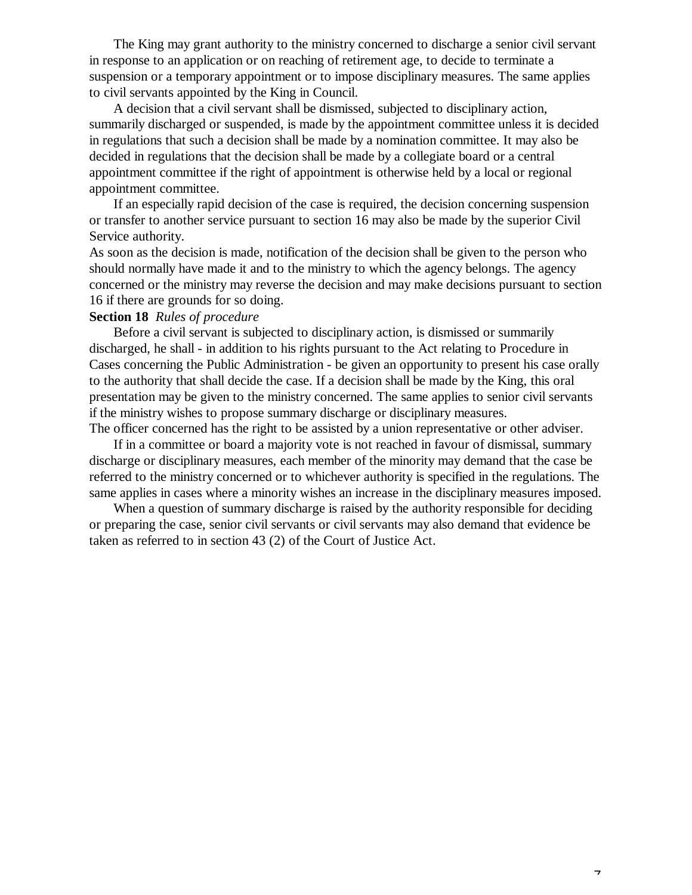The King may grant authority to the ministry concerned to discharge a senior civil servant in response to an application or on reaching of retirement age, to decide to terminate a suspension or a temporary appointment or to impose disciplinary measures. The same applies to civil servants appointed by the King in Council.

A decision that a civil servant shall be dismissed, subjected to disciplinary action, summarily discharged or suspended, is made by the appointment committee unless it is decided in regulations that such a decision shall be made by a nomination committee. It may also be decided in regulations that the decision shall be made by a collegiate board or a central appointment committee if the right of appointment is otherwise held by a local or regional appointment committee.

If an especially rapid decision of the case is required, the decision concerning suspension or transfer to another service pursuant to section 16 may also be made by the superior Civil Service authority.

As soon as the decision is made, notification of the decision shall be given to the person who should normally have made it and to the ministry to which the agency belongs. The agency concerned or the ministry may reverse the decision and may make decisions pursuant to section 16 if there are grounds for so doing.

**Section 18** *Rules of procedure*

Before a civil servant is subjected to disciplinary action, is dismissed or summarily discharged, he shall - in addition to his rights pursuant to the Act relating to Procedure in Cases concerning the Public Administration - be given an opportunity to present his case orally to the authority that shall decide the case. If a decision shall be made by the King, this oral presentation may be given to the ministry concerned. The same applies to senior civil servants if the ministry wishes to propose summary discharge or disciplinary measures.

The officer concerned has the right to be assisted by a union representative or other adviser.

If in a committee or board a majority vote is not reached in favour of dismissal, summary discharge or disciplinary measures, each member of the minority may demand that the case be referred to the ministry concerned or to whichever authority is specified in the regulations. The same applies in cases where a minority wishes an increase in the disciplinary measures imposed.

When a question of summary discharge is raised by the authority responsible for deciding or preparing the case, senior civil servants or civil servants may also demand that evidence be taken as referred to in section 43 (2) of the Court of Justice Act.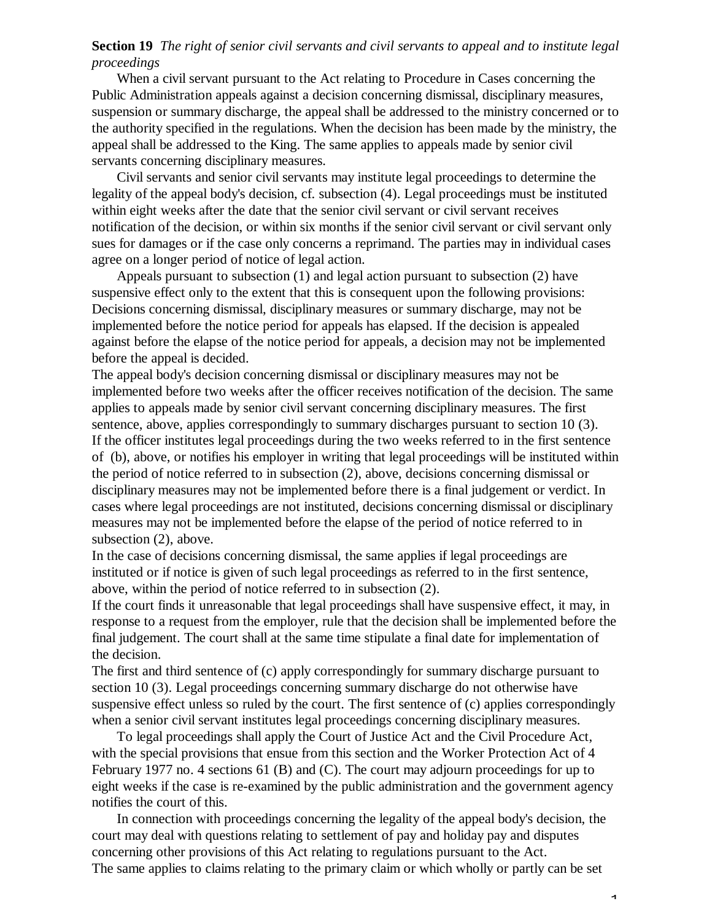**Section 19** *The right of senior civil servants and civil servants to appeal and to institute legal proceedings*

When a civil servant pursuant to the Act relating to Procedure in Cases concerning the Public Administration appeals against a decision concerning dismissal, disciplinary measures, suspension or summary discharge, the appeal shall be addressed to the ministry concerned or to the authority specified in the regulations. When the decision has been made by the ministry, the appeal shall be addressed to the King. The same applies to appeals made by senior civil servants concerning disciplinary measures.

Civil servants and senior civil servants may institute legal proceedings to determine the legality of the appeal body's decision, cf. subsection (4). Legal proceedings must be instituted within eight weeks after the date that the senior civil servant or civil servant receives notification of the decision, or within six months if the senior civil servant or civil servant only sues for damages or if the case only concerns a reprimand. The parties may in individual cases agree on a longer period of notice of legal action.

Appeals pursuant to subsection (1) and legal action pursuant to subsection (2) have suspensive effect only to the extent that this is consequent upon the following provisions: Decisions concerning dismissal, disciplinary measures or summary discharge, may not be implemented before the notice period for appeals has elapsed. If the decision is appealed against before the elapse of the notice period for appeals, a decision may not be implemented before the appeal is decided.

The appeal body's decision concerning dismissal or disciplinary measures may not be implemented before two weeks after the officer receives notification of the decision. The same applies to appeals made by senior civil servant concerning disciplinary measures. The first sentence, above, applies correspondingly to summary discharges pursuant to section 10 (3).

If the officer institutes legal proceedings during the two weeks referred to in the first sentence of (b), above, or notifies his employer in writing that legal proceedings will be instituted within the period of notice referred to in subsection (2), above, decisions concerning dismissal or disciplinary measures may not be implemented before there is a final judgement or verdict. In cases where legal proceedings are not instituted, decisions concerning dismissal or disciplinary measures may not be implemented before the elapse of the period of notice referred to in subsection (2), above.

In the case of decisions concerning dismissal, the same applies if legal proceedings are instituted or if notice is given of such legal proceedings as referred to in the first sentence, above, within the period of notice referred to in subsection (2).

If the court finds it unreasonable that legal proceedings shall have suspensive effect, it may, in response to a request from the employer, rule that the decision shall be implemented before the final judgement. The court shall at the same time stipulate a final date for implementation of the decision.

The first and third sentence of (c) apply correspondingly for summary discharge pursuant to section 10 (3). Legal proceedings concerning summary discharge do not otherwise have suspensive effect unless so ruled by the court. The first sentence of (c) applies correspondingly when a senior civil servant institutes legal proceedings concerning disciplinary measures.

To legal proceedings shall apply the Court of Justice Act and the Civil Procedure Act, with the special provisions that ensue from this section and the Worker Protection Act of 4 February 1977 no. 4 sections 61 (B) and (C). The court may adjourn proceedings for up to eight weeks if the case is re-examined by the public administration and the government agency notifies the court of this.

In connection with proceedings concerning the legality of the appeal body's decision, the court may deal with questions relating to settlement of pay and holiday pay and disputes concerning other provisions of this Act relating to regulations pursuant to the Act.

The same applies to claims relating to the primary claim or which wholly or partly can be set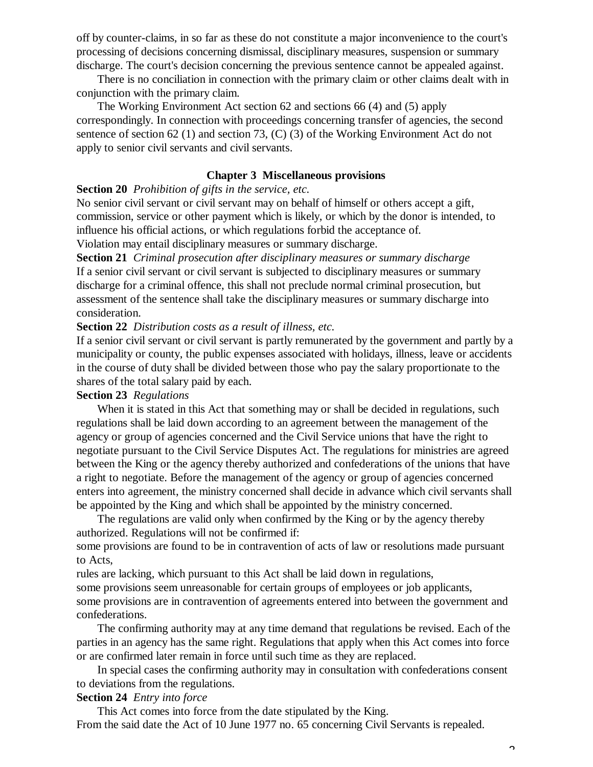off by counter-claims, in so far as these do not constitute a major inconvenience to the court's processing of decisions concerning dismissal, disciplinary measures, suspension or summary discharge. The court's decision concerning the previous sentence cannot be appealed against.

There is no conciliation in connection with the primary claim or other claims dealt with in conjunction with the primary claim.

The Working Environment Act section 62 and sections 66 (4) and (5) apply correspondingly. In connection with proceedings concerning transfer of agencies, the second sentence of section 62 (1) and section 73, (C) (3) of the Working Environment Act do not apply to senior civil servants and civil servants.

## Chapter 3 Miscellaneous provisions

**Section 20** *Prohibition of gifts in the service, etc.*

No senior civil servant or civil servant may on behalf of himself or others accept a gift, commission, service or other payment which is likely, or which by the donor is intended, to influence his official actions, or which regulations forbid the acceptance of.

Violation may entail disciplinary measures or summary discharge.

**Section 21** *Criminal prosecution after disciplinary measures or summary discharge*

If a senior civil servant or civil servant is subjected to disciplinary measures or summary discharge for a criminal offence, this shall not preclude normal criminal prosecution, but assessment of the sentence shall take the disciplinary measures or summary discharge into consideration.

**Section 22** *Distribution costs as a result of illness, etc.*

If a senior civil servant or civil servant is partly remunerated by the government and partly by a municipality or county, the public expenses associated with holidays, illness, leave or accidents in the course of duty shall be divided between those who pay the salary proportionate to the shares of the total salary paid by each.

**Section 23** *Regulations*

When it is stated in this Act that something may or shall be decided in regulations, such regulations shall be laid down according to an agreement between the management of the agency or group of agencies concerned and the Civil Service unions that have the right to negotiate pursuant to the Civil Service Disputes Act. The regulations for ministries are agreed between the King or the agency thereby authorized and confederations of the unions that have a right to negotiate. Before the management of the agency or group of agencies concerned enters into agreement, the ministry concerned shall decide in advance which civil servants shall be appointed by the King and which shall be appointed by the ministry concerned.

The regulations are valid only when confirmed by the King or by the agency thereby authorized. Regulations will not be confirmed if:

some provisions are found to be in contravention of acts of law or resolutions made pursuant to Acts,

rules are lacking, which pursuant to this Act shall be laid down in regulations,

some provisions seem unreasonable for certain groups of employees or job applicants,

some provisions are in contravention of agreements entered into between the government and confederations.

The confirming authority may at any time demand that regulations be revised. Each of the parties in an agency has the same right. Regulations that apply when this Act comes into force or are confirmed later remain in force until such time as they are replaced.

In special cases the confirming authority may in consultation with confederations consent to deviations from the regulations.

**Section 24** *Entry into force*

This Act comes into force from the date stipulated by the King.

From the said date the Act of 10 June 1977 no. 65 concerning Civil Servants is repealed.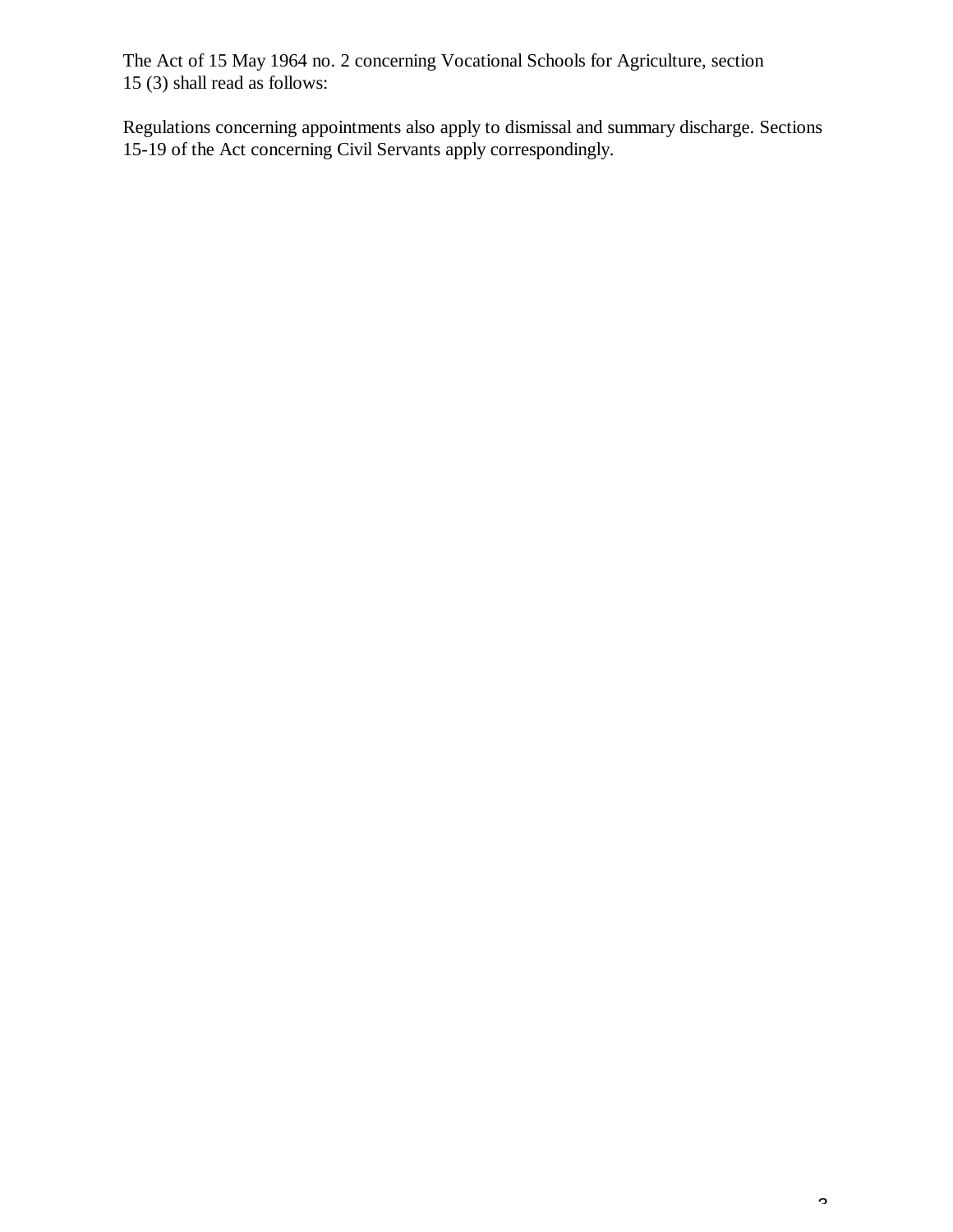The Act of 15 May 1964 no. 2 concerning Vocational Schools for Agriculture, section 15 (3) shall read as follows:

Regulations concerning appointments also apply to dismissal and summary discharge. Sections 15-19 of the Act concerning Civil Servants apply correspondingly.